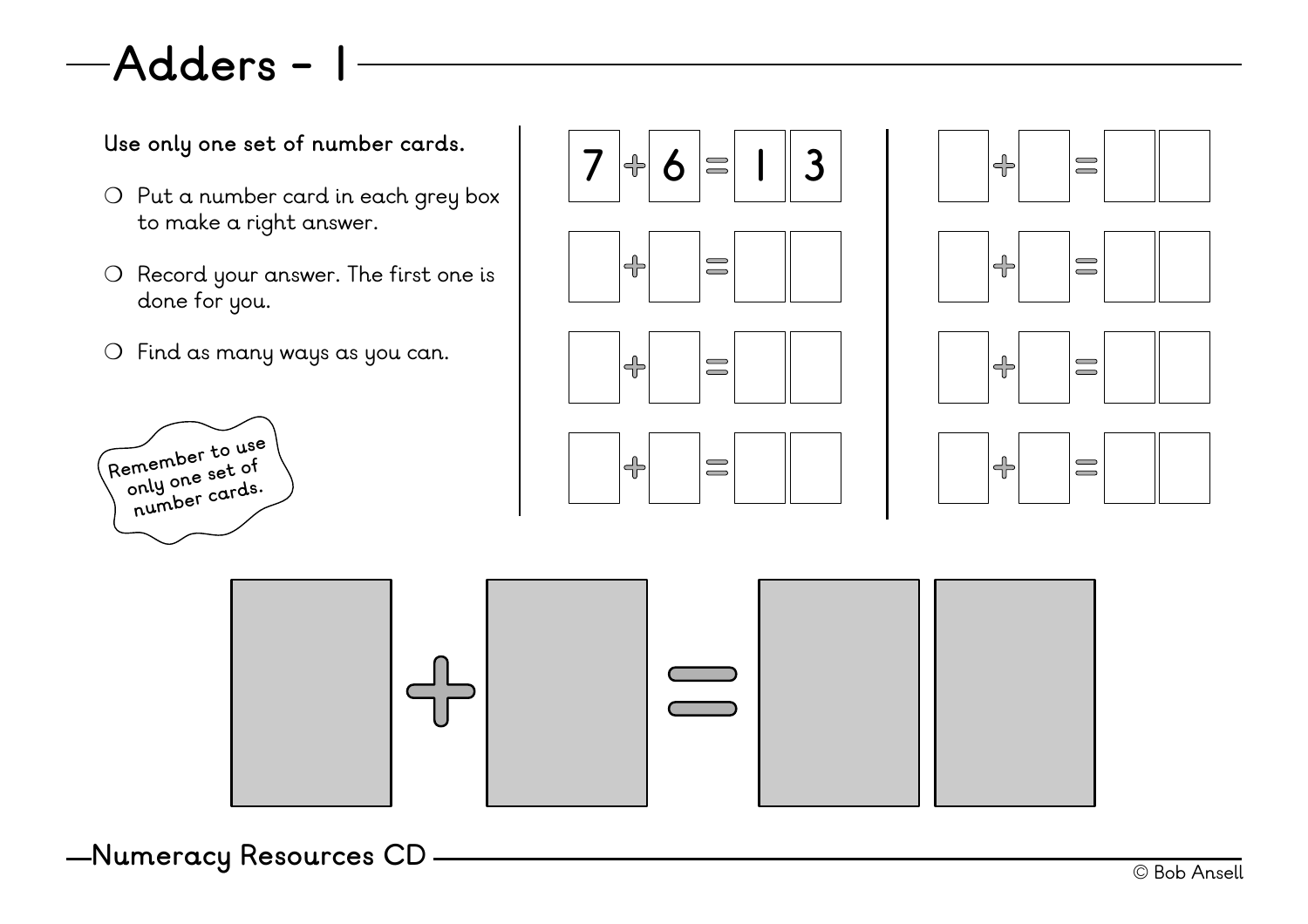# Adders - 1

**Use only one set of number cards.**

- Put a number card in each grey box to make a right answer.
- Record your answer. The first one is done for you.
- Find as many ways as you can.

**Remember to use only one set of number cards.**

| | | | | | | | | | | | | | | |
|---|---|---|---|---|---|---|---|---|---|---|---|---|---|---|
| 7 | + | 6 | = | 1 | 3 | | | | + | | = | | |
| | + | | = | | | | | | + | | = | | |
| | + | | = | | | | | | + | | = | | |
| | + | | = | | | | | | + | | = | | |

| | | | | | |
|---|---|---|---|---|---|
| | + | | = | | |

Numeracy Resources CD

© Bob Ansell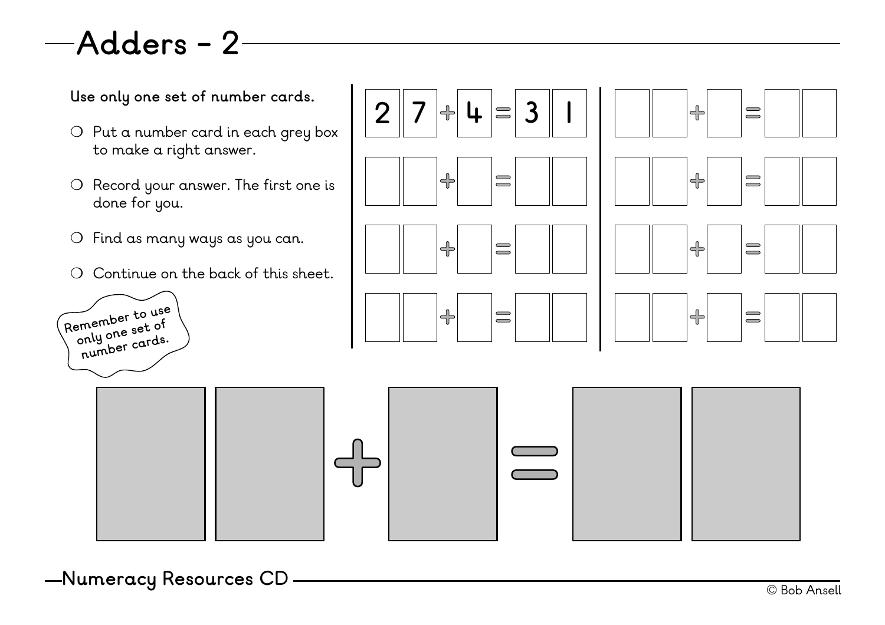# Adders - 2

**Use only one set of number cards.**

- Put a number card in each grey box to make a right answer.
- Record your answer. The first one is done for you.
- Find as many ways as you can.
- Continue on the back of this sheet.

**Remember to use only one set of number cards.**

| | | | | | | | | | | | | | |
|---|---|---|---|---|---|---|---|---|---|---|---|---|---|
| 2 | 7 | + | 4 | = | 3 | 1 | | | + | | = | | |
| | | + | | = | | | | | + | | = | | |
| | | + | | = | | | | | + | | = | | |
| | | + | | = | | | | | + | | = | | |

| | | | | | | |
|---|---|---|---|---|---|---|
| | | + | | = | | |

Numeracy Resources CD

© Bob Ansell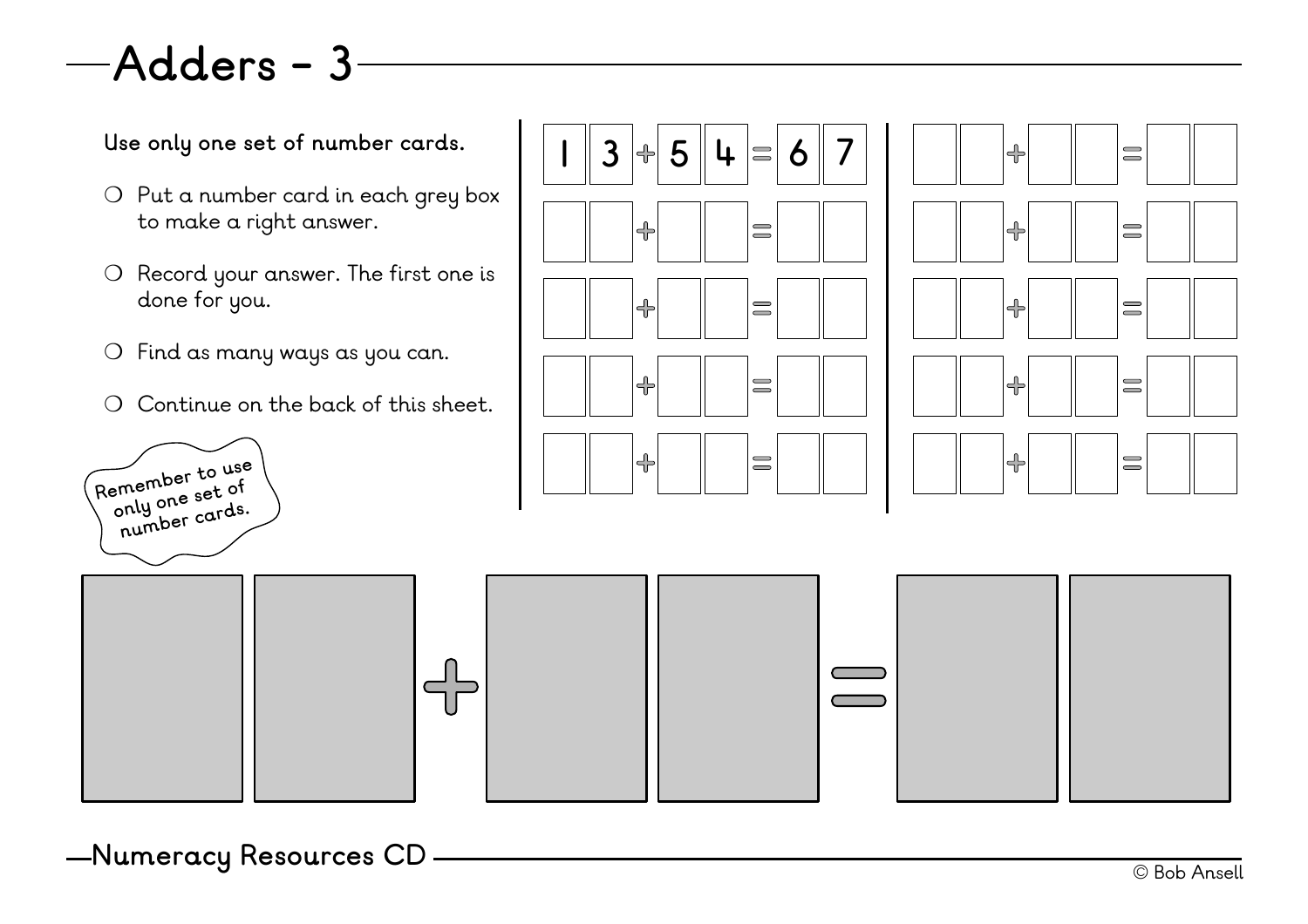# Adders - 3

**Use only one set of number cards.**

- Put a number card in each grey box to make a right answer.
- Record your answer. The first one is done for you.
- Find as many ways as you can.
- Continue on the back of this sheet.

Remember to use only one set of number cards.

| | | | | | | | | |
|---|---|---|---|---|---|---|---|---|
| 1 | 3 | + | 5 | 4 | = | 6 | 7 |
| | | + | | | = | | |
| | | + | | | = | | |
| | | + | | | = | | |
| | | + | | | = | | |

| | | | | | | | |
|---|---|---|---|---|---|---|---|
| | | + | | | = | | |
| | | + | | | = | | |
| | | + | | | = | | |
| | | + | | | = | | |
| | | + | | | = | | |

| | | | | | | | |
|---|---|---|---|---|---|---|---|
| | | + | | | = | | |

Numeracy Resources CD

© Bob Ansell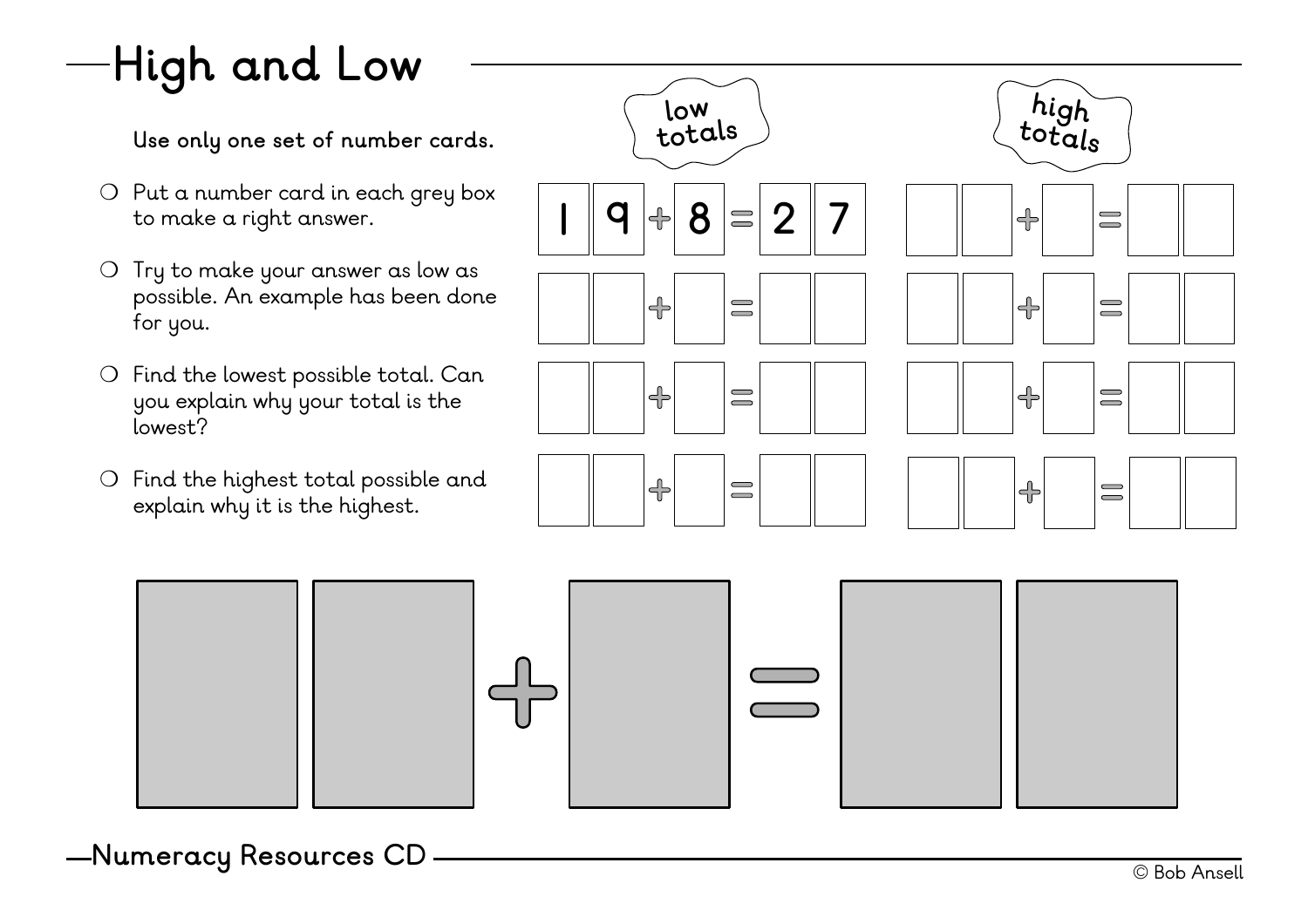# High and Low

**Use only one set of number cards.**

- Put a number card in each grey box to make a right answer.
- Try to make your answer as low as possible. An example has been done for you.
- Find the lowest possible total. Can you explain why your total is the lowest?
- Find the highest total possible and explain why it is the highest.

low totals

| | | | | | | |
|---|---|---|---|---|---|---|
| 1 | 9 | + | 8 | = | 2 | 7 |
| | | + | | = | | |
| | | + | | = | | |
| | | + | | = | | |

high totals

| | | | | | | |
|---|---|---|---|---|---|---|
| | | + | | = | | |
| | | + | | = | | |
| | | + | | = | | |
| | | + | | = | | |

| | | | | | | |
|---|---|---|---|---|---|---|
| | | + | | = | | |

Numeracy Resources CD

© Bob Ansell